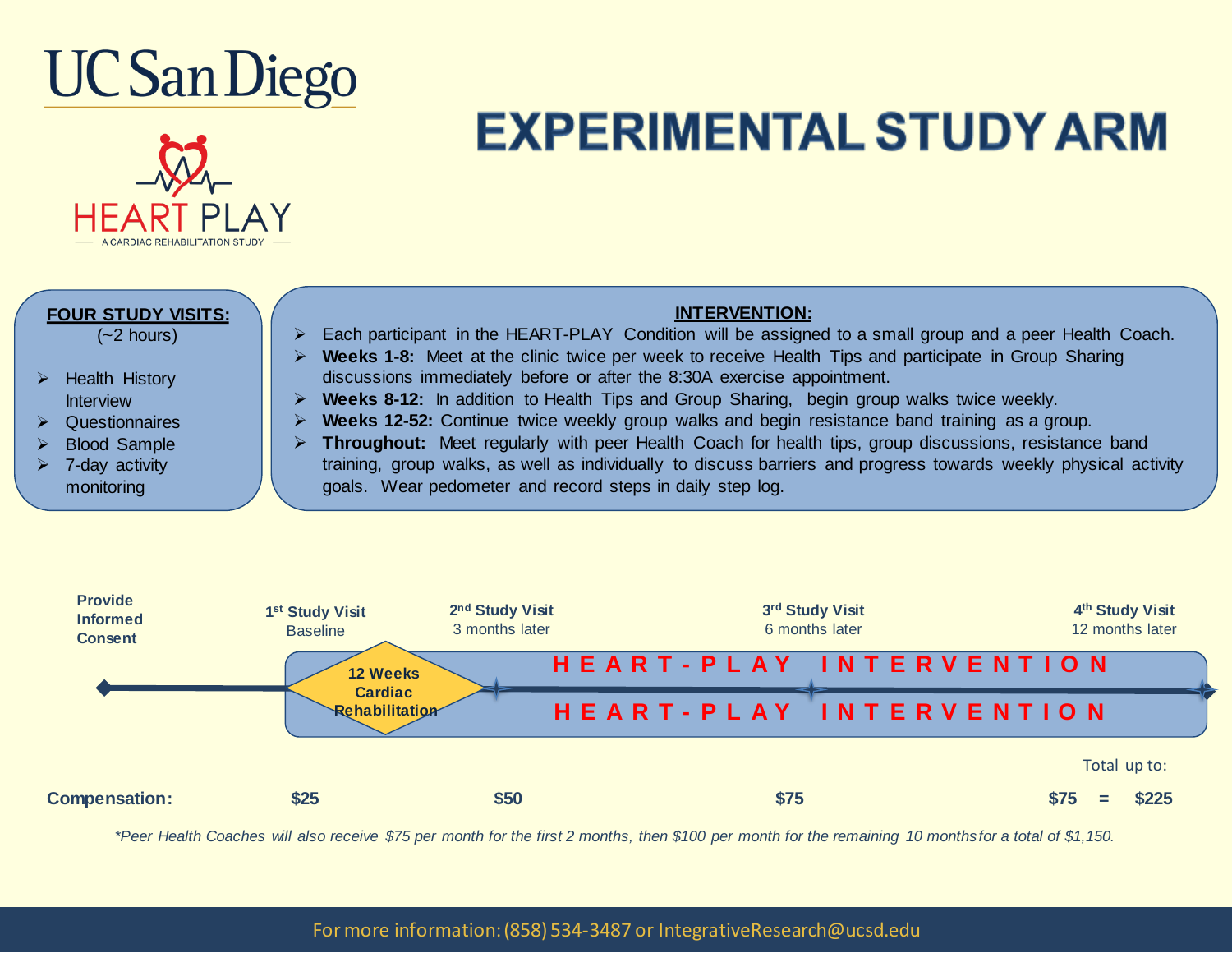UC San Diego

HEART PLAY

A CARDIAC REHABILITATION STUDY

# EXPERIMENTAL STUDY ARM

**FOUR STUDY VISITS:**
(~2 hours)

- Health History Interview
- Questionnaires
- Blood Sample
- 7-day activity monitoring

**INTERVENTION:**

- Each participant in the HEART-PLAY Condition will be assigned to a small group and a peer Health Coach.
- **Weeks 1-8:** Meet at the clinic twice per week to receive Health Tips and participate in Group Sharing discussions immediately before or after the 8:30A exercise appointment.
- **Weeks 8-12:** In addition to Health Tips and Group Sharing, begin group walks twice weekly.
- **Weeks 12-52:** Continue twice weekly group walks and begin resistance band training as a group.
- **Throughout:** Meet regularly with peer Health Coach for health tips, group discussions, resistance band training, group walks, as well as individually to discuss barriers and progress towards weekly physical activity goals. Wear pedometer and record steps in daily step log.

| Provide Informed Consent | 1st Study Visit Baseline | 2nd Study Visit 3 months later | 3rd Study Visit 6 months later | 4th Study Visit 12 months later |
|---|---|---|---|---|
| | 12 Weeks Cardiac Rehabilitation | HEART-PLAY INTERVENTION | | |
| **Compensation:** | $25 | $50 | $75 | $75 = $225 (Total up to) |

*\*Peer Health Coaches will also receive $75 per month for the first 2 months, then $100 per month for the remaining 10 months for a total of $1,150.*

For more information: (858) 534-3487 or IntegrativeResearch@ucsd.edu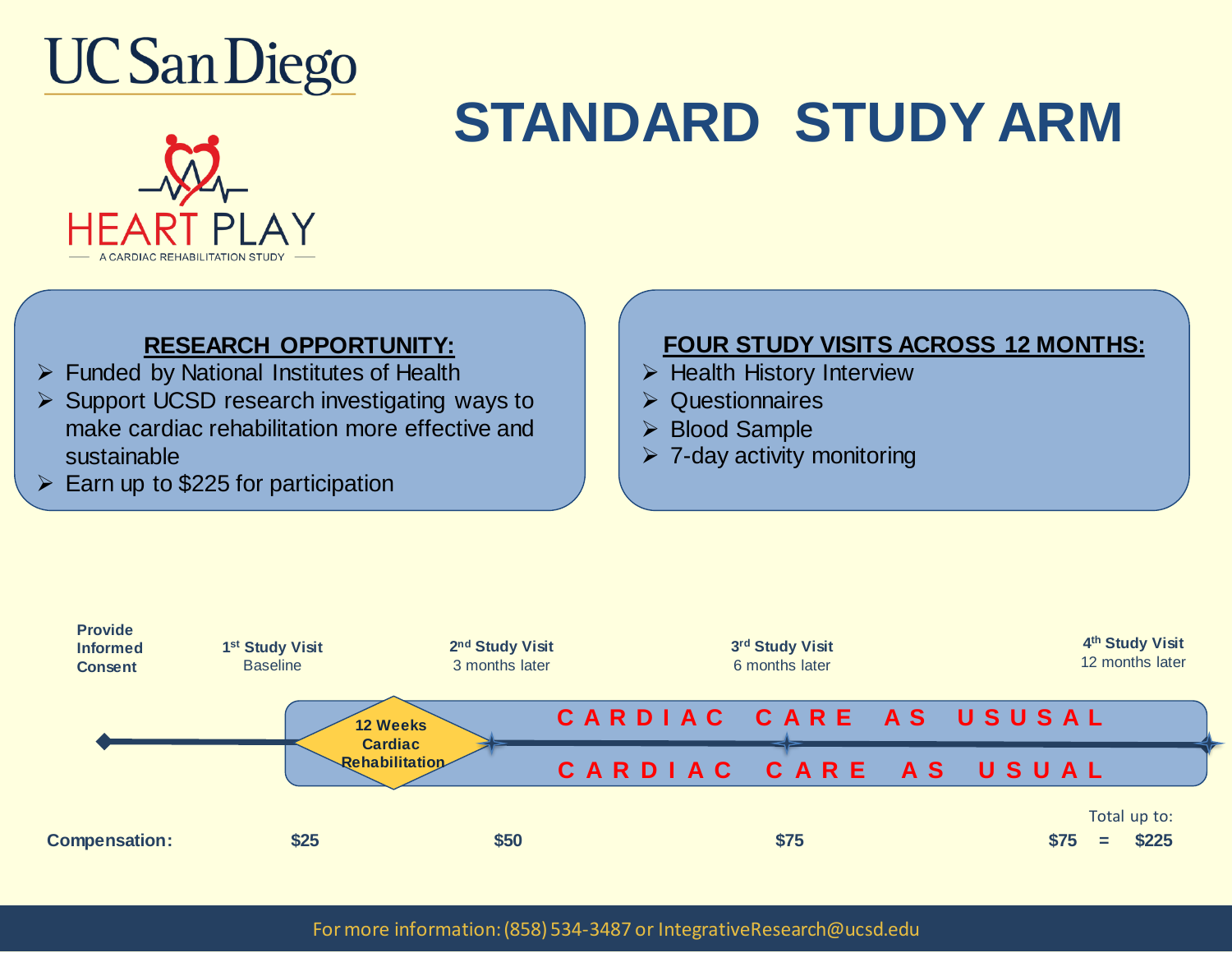UC San Diego

HEART PLAY

A CARDIAC REHABILITATION STUDY

# STANDARD STUDY ARM

**RESEARCH OPPORTUNITY:**

- Funded by National Institutes of Health
- Support UCSD research investigating ways to make cardiac rehabilitation more effective and sustainable
- Earn up to $225 for participation

**FOUR STUDY VISITS ACROSS 12 MONTHS:**

- Health History Interview
- Questionnaires
- Blood Sample
- 7-day activity monitoring

**Provide Informed Consent**

**1st Study Visit**
Baseline

**2nd Study Visit**
3 months later

**3rd Study Visit**
6 months later

**4th Study Visit**
12 months later

**12 Weeks Cardiac Rehabilitation**

CARDIAC CARE AS USUSAL

CARDIAC CARE AS USUAL

**Compensation:** **$25** **$50** **$75** **$75 = $225**

Total up to:

For more information: (858) 534-3487 or IntegrativeResearch@ucsd.edu